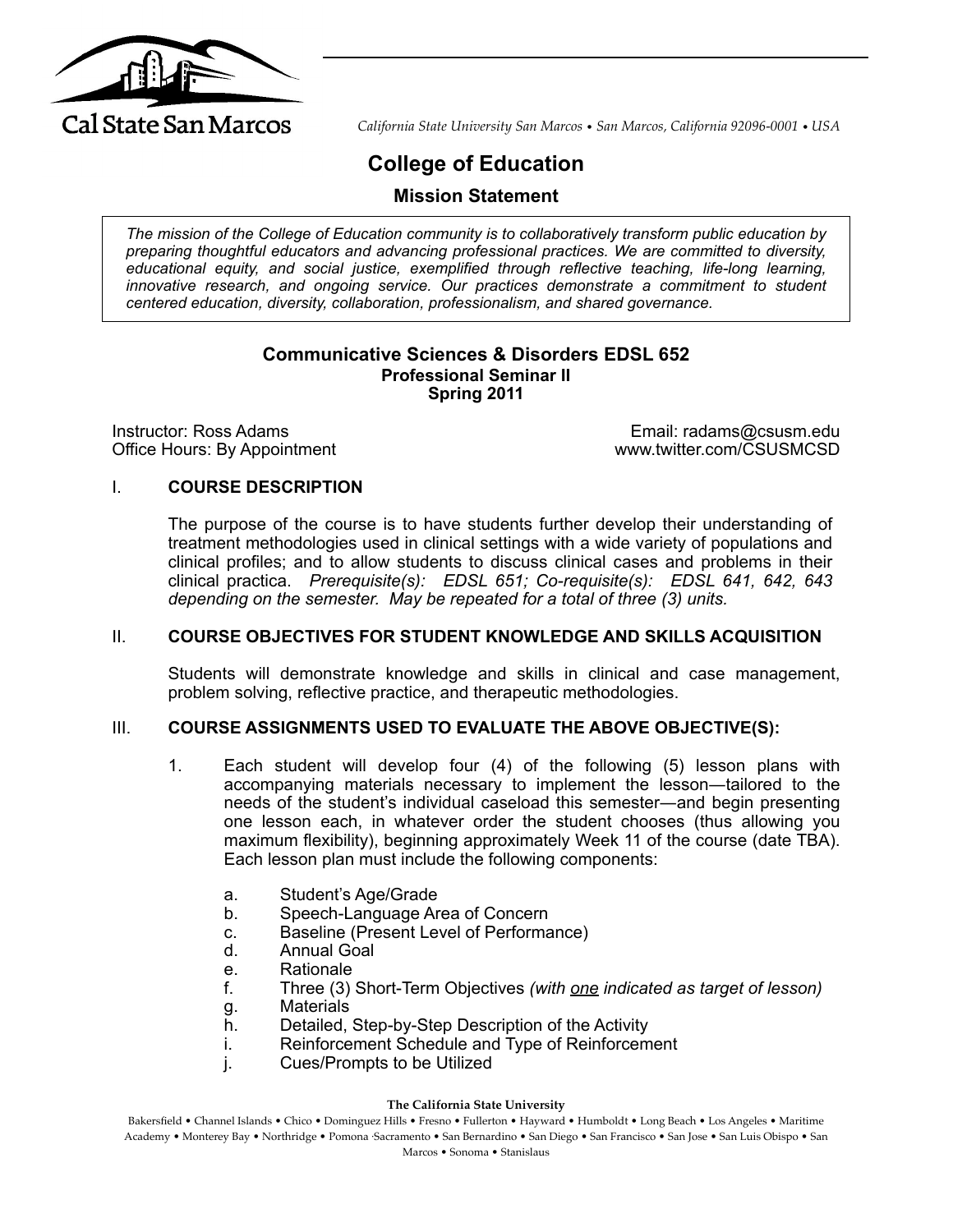Cal State San Marcos

*California State University San Marcos • San Marcos, California 92096-0001 • USA*

# College of Education

## Mission Statement

*The mission of the College of Education community is to collaboratively transform public education by preparing thoughtful educators and advancing professional practices. We are committed to diversity, educational equity, and social justice, exemplified through reflective teaching, life-long learning, innovative research, and ongoing service. Our practices demonstrate a commitment to student centered education, diversity, collaboration, professionalism, and shared governance.*

### Communicative Sciences & Disorders EDSL 652
**Professional Seminar II**
**Spring 2011**

Instructor: Ross Adams
Office Hours: By Appointment

Email: radams@csusm.edu
www.twitter.com/CSUSMCSD

## I. COURSE DESCRIPTION

The purpose of the course is to have students further develop their understanding of treatment methodologies used in clinical settings with a wide variety of populations and clinical profiles; and to allow students to discuss clinical cases and problems in their clinical practica. *Prerequisite(s): EDSL 651; Co-requisite(s): EDSL 641, 642, 643 depending on the semester. May be repeated for a total of three (3) units.*

## II. COURSE OBJECTIVES FOR STUDENT KNOWLEDGE AND SKILLS ACQUISITION

Students will demonstrate knowledge and skills in clinical and case management, problem solving, reflective practice, and therapeutic methodologies.

## III. COURSE ASSIGNMENTS USED TO EVALUATE THE ABOVE OBJECTIVE(S):

1. Each student will develop four (4) of the following (5) lesson plans with accompanying materials necessary to implement the lesson—tailored to the needs of the student's individual caseload this semester—and begin presenting one lesson each, in whatever order the student chooses (thus allowing you maximum flexibility), beginning approximately Week 11 of the course (date TBA). Each lesson plan must include the following components:

   a. Student's Age/Grade
   b. Speech-Language Area of Concern
   c. Baseline (Present Level of Performance)
   d. Annual Goal
   e. Rationale
   f. Three (3) Short-Term Objectives *(with one indicated as target of lesson)*
   g. Materials
   h. Detailed, Step-by-Step Description of the Activity
   i. Reinforcement Schedule and Type of Reinforcement
   j. Cues/Prompts to be Utilized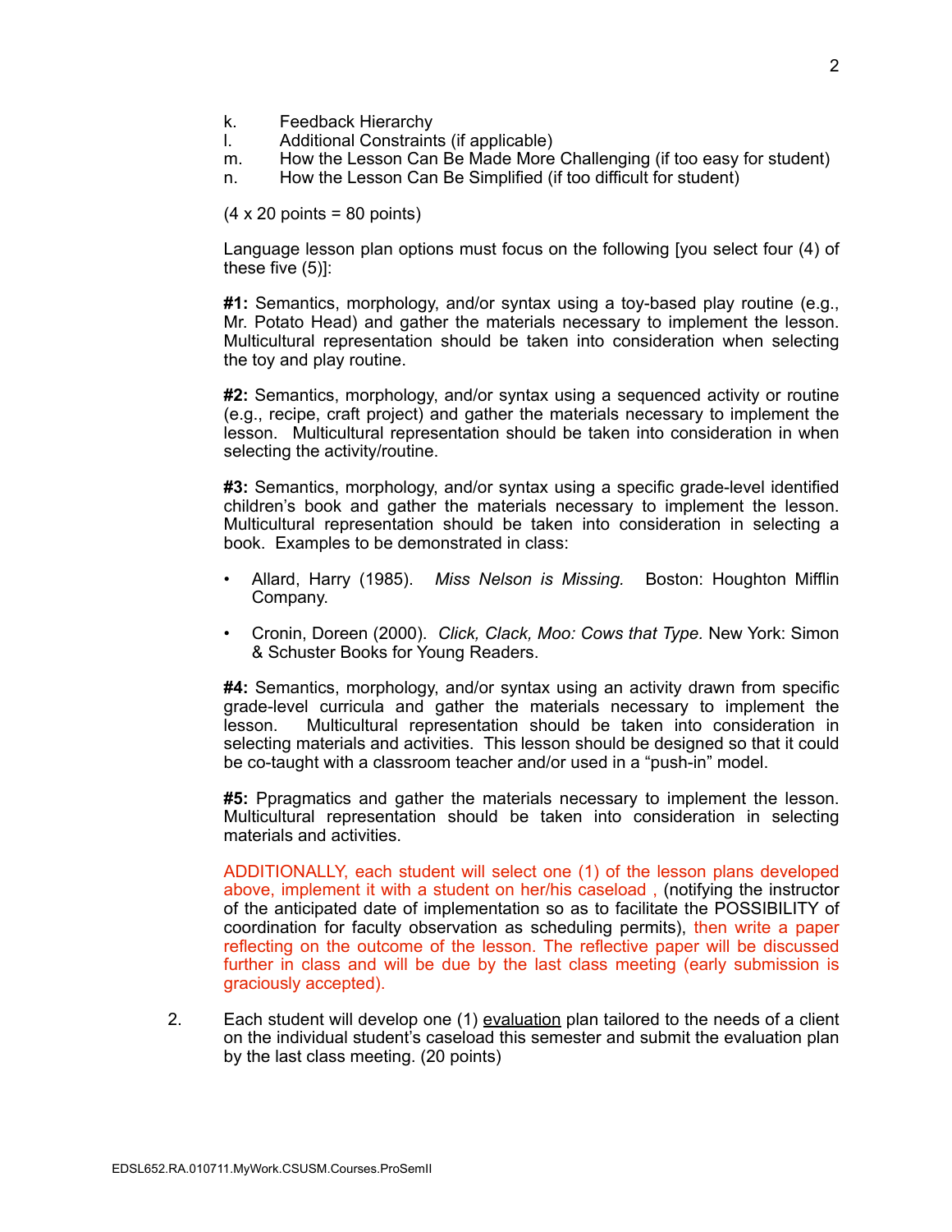k. Feedback Hierarchy
l. Additional Constraints (if applicable)
m. How the Lesson Can Be Made More Challenging (if too easy for student)
n. How the Lesson Can Be Simplified (if too difficult for student)

(4 x 20 points = 80 points)

Language lesson plan options must focus on the following [you select four (4) of these five (5)]:

**#1:** Semantics, morphology, and/or syntax using a toy-based play routine (e.g., Mr. Potato Head) and gather the materials necessary to implement the lesson. Multicultural representation should be taken into consideration when selecting the toy and play routine.

**#2:** Semantics, morphology, and/or syntax using a sequenced activity or routine (e.g., recipe, craft project) and gather the materials necessary to implement the lesson. Multicultural representation should be taken into consideration in when selecting the activity/routine.

**#3:** Semantics, morphology, and/or syntax using a specific grade-level identified children's book and gather the materials necessary to implement the lesson. Multicultural representation should be taken into consideration in selecting a book. Examples to be demonstrated in class:

- Allard, Harry (1985). *Miss Nelson is Missing.* Boston: Houghton Mifflin Company.
- Cronin, Doreen (2000). *Click, Clack, Moo: Cows that Type.* New York: Simon & Schuster Books for Young Readers.

**#4:** Semantics, morphology, and/or syntax using an activity drawn from specific grade-level curricula and gather the materials necessary to implement the lesson. Multicultural representation should be taken into consideration in selecting materials and activities. This lesson should be designed so that it could be co-taught with a classroom teacher and/or used in a "push-in" model.

**#5:** Ppragmatics and gather the materials necessary to implement the lesson. Multicultural representation should be taken into consideration in selecting materials and activities.

ADDITIONALLY, each student will select one (1) of the lesson plans developed above, implement it with a student on her/his caseload , (notifying the instructor of the anticipated date of implementation so as to facilitate the POSSIBILITY of coordination for faculty observation as scheduling permits), then write a paper reflecting on the outcome of the lesson. The reflective paper will be discussed further in class and will be due by the last class meeting (early submission is graciously accepted).

2. Each student will develop one (1) evaluation plan tailored to the needs of a client on the individual student's caseload this semester and submit the evaluation plan by the last class meeting. (20 points)

EDSL652.RA.010711.MyWork.CSUSM.Courses.ProSemII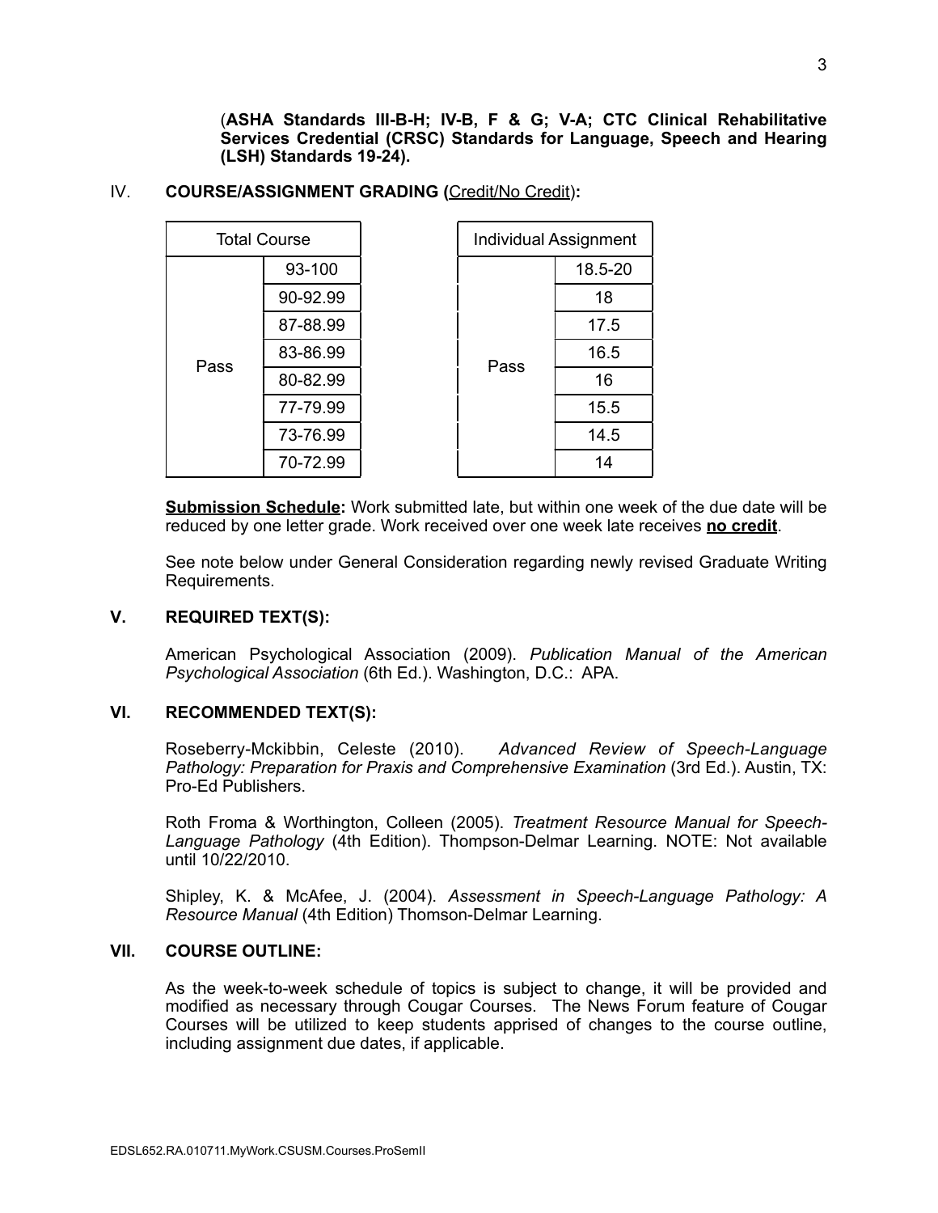(**ASHA Standards III-B-H; IV-B, F & G; V-A; CTC Clinical Rehabilitative Services Credential (CRSC) Standards for Language, Speech and Hearing (LSH) Standards 19-24).**

## IV. COURSE/ASSIGNMENT GRADING (Credit/No Credit):

| Total Course | |
|---|---|
| Pass | 93-100 |
| | 90-92.99 |
| | 87-88.99 |
| | 83-86.99 |
| | 80-82.99 |
| | 77-79.99 |
| | 73-76.99 |
| | 70-72.99 |

| Individual Assignment | |
|---|---|
| Pass | 18.5-20 |
| | 18 |
| | 17.5 |
| | 16.5 |
| | 16 |
| | 15.5 |
| | 14.5 |
| | 14 |

**Submission Schedule:** Work submitted late, but within one week of the due date will be reduced by one letter grade. Work received over one week late receives **no credit**.

See note below under General Consideration regarding newly revised Graduate Writing Requirements.

## V. REQUIRED TEXT(S):

American Psychological Association (2009). *Publication Manual of the American Psychological Association* (6th Ed.). Washington, D.C.: APA.

## VI. RECOMMENDED TEXT(S):

Roseberry-Mckibbin, Celeste (2010). *Advanced Review of Speech-Language Pathology: Preparation for Praxis and Comprehensive Examination* (3rd Ed.). Austin, TX: Pro-Ed Publishers.

Roth Froma & Worthington, Colleen (2005). *Treatment Resource Manual for Speech-Language Pathology* (4th Edition). Thompson-Delmar Learning. NOTE: Not available until 10/22/2010.

Shipley, K. & McAfee, J. (2004). *Assessment in Speech-Language Pathology: A Resource Manual* (4th Edition) Thomson-Delmar Learning.

## VII. COURSE OUTLINE:

As the week-to-week schedule of topics is subject to change, it will be provided and modified as necessary through Cougar Courses. The News Forum feature of Cougar Courses will be utilized to keep students apprised of changes to the course outline, including assignment due dates, if applicable.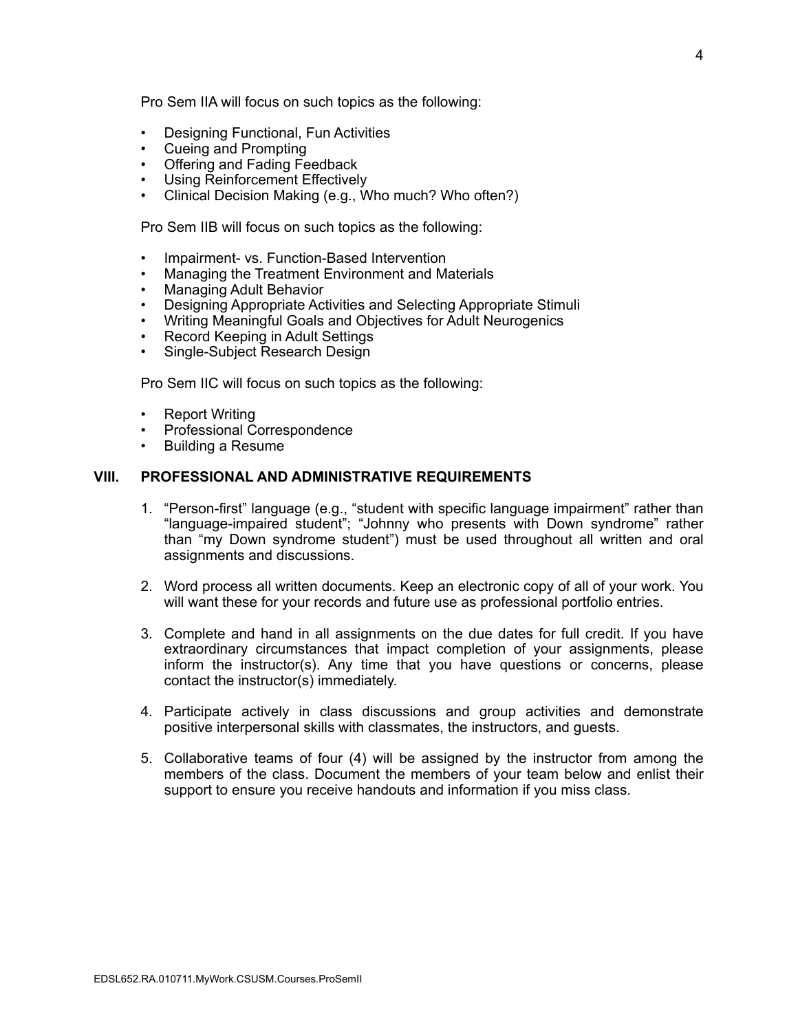Pro Sem IIA will focus on such topics as the following:

- Designing Functional, Fun Activities
- Cueing and Prompting
- Offering and Fading Feedback
- Using Reinforcement Effectively
- Clinical Decision Making (e.g., Who much? Who often?)

Pro Sem IIB will focus on such topics as the following:

- Impairment- vs. Function-Based Intervention
- Managing the Treatment Environment and Materials
- Managing Adult Behavior
- Designing Appropriate Activities and Selecting Appropriate Stimuli
- Writing Meaningful Goals and Objectives for Adult Neurogenics
- Record Keeping in Adult Settings
- Single-Subject Research Design

Pro Sem IIC will focus on such topics as the following:

- Report Writing
- Professional Correspondence
- Building a Resume

## VIII. PROFESSIONAL AND ADMINISTRATIVE REQUIREMENTS

1. "Person-first" language (e.g., "student with specific language impairment" rather than "language-impaired student"; "Johnny who presents with Down syndrome" rather than "my Down syndrome student") must be used throughout all written and oral assignments and discussions.

2. Word process all written documents. Keep an electronic copy of all of your work. You will want these for your records and future use as professional portfolio entries.

3. Complete and hand in all assignments on the due dates for full credit. If you have extraordinary circumstances that impact completion of your assignments, please inform the instructor(s). Any time that you have questions or concerns, please contact the instructor(s) immediately.

4. Participate actively in class discussions and group activities and demonstrate positive interpersonal skills with classmates, the instructors, and guests.

5. Collaborative teams of four (4) will be assigned by the instructor from among the members of the class. Document the members of your team below and enlist their support to ensure you receive handouts and information if you miss class.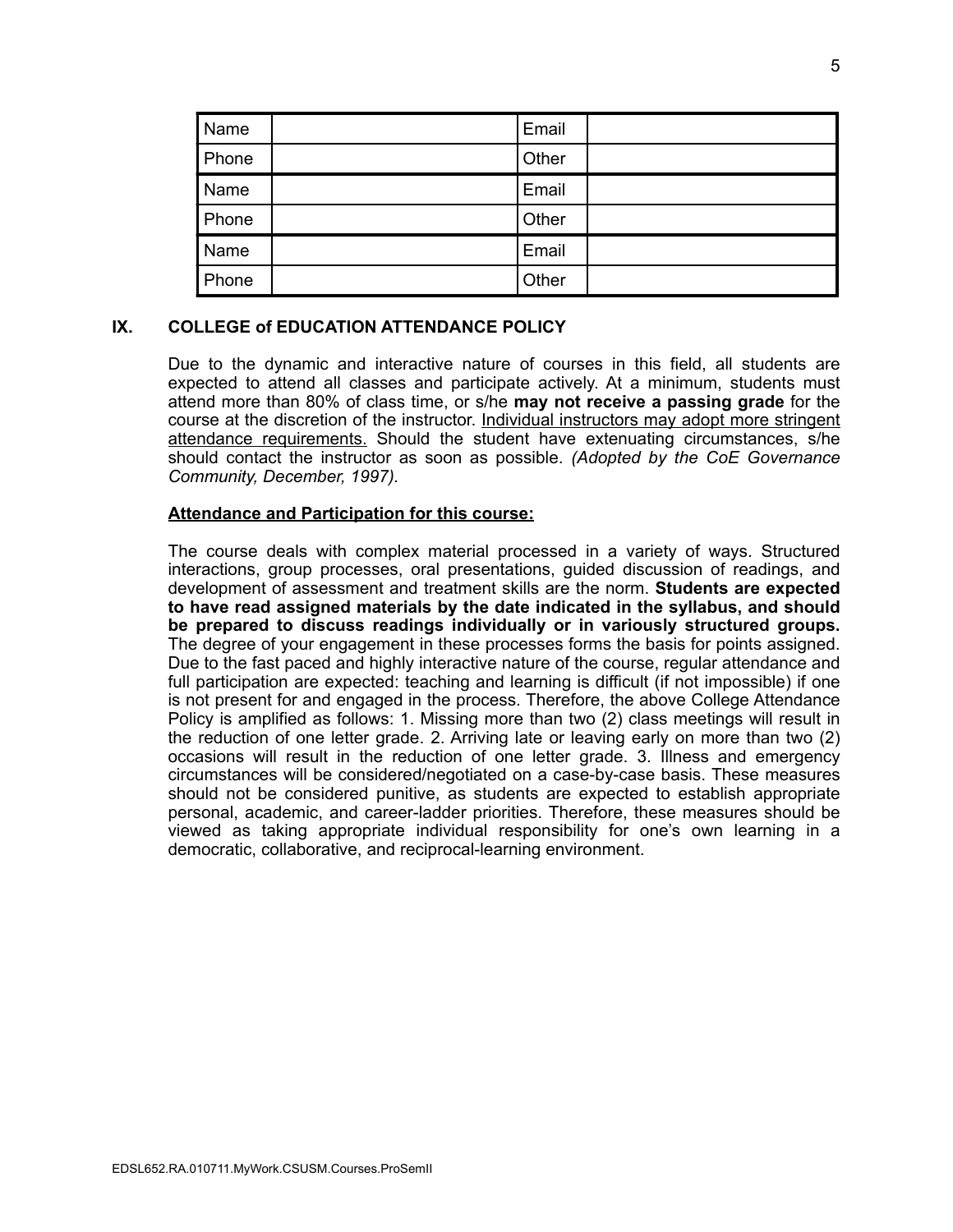| Name | | Email | |
|---|---|---|---|
| Phone | | Other | |
| Name | | Email | |
| Phone | | Other | |
| Name | | Email | |
| Phone | | Other | |

## IX. COLLEGE of EDUCATION ATTENDANCE POLICY

Due to the dynamic and interactive nature of courses in this field, all students are expected to attend all classes and participate actively. At a minimum, students must attend more than 80% of class time, or s/he **may not receive a passing grade** for the course at the discretion of the instructor. <u>Individual instructors may adopt more stringent attendance requirements.</u> Should the student have extenuating circumstances, s/he should contact the instructor as soon as possible. *(Adopted by the CoE Governance Community, December, 1997).*

**<u>Attendance and Participation for this course:</u>**

The course deals with complex material processed in a variety of ways. Structured interactions, group processes, oral presentations, guided discussion of readings, and development of assessment and treatment skills are the norm. **Students are expected to have read assigned materials by the date indicated in the syllabus, and should be prepared to discuss readings individually or in variously structured groups.** The degree of your engagement in these processes forms the basis for points assigned. Due to the fast paced and highly interactive nature of the course, regular attendance and full participation are expected: teaching and learning is difficult (if not impossible) if one is not present for and engaged in the process. Therefore, the above College Attendance Policy is amplified as follows: 1. Missing more than two (2) class meetings will result in the reduction of one letter grade. 2. Arriving late or leaving early on more than two (2) occasions will result in the reduction of one letter grade. 3. Illness and emergency circumstances will be considered/negotiated on a case-by-case basis. These measures should not be considered punitive, as students are expected to establish appropriate personal, academic, and career-ladder priorities. Therefore, these measures should be viewed as taking appropriate individual responsibility for one's own learning in a democratic, collaborative, and reciprocal-learning environment.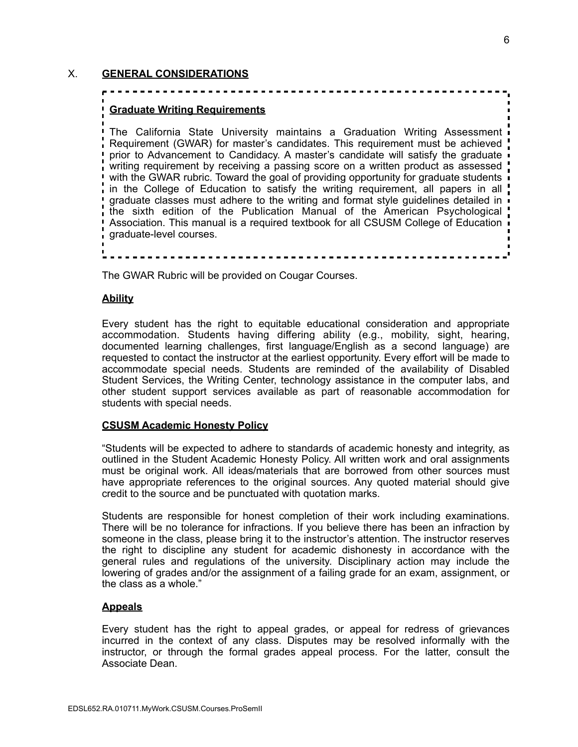## X. GENERAL CONSIDERATIONS

### Graduate Writing Requirements

The California State University maintains a Graduation Writing Assessment Requirement (GWAR) for master's candidates. This requirement must be achieved prior to Advancement to Candidacy. A master's candidate will satisfy the graduate writing requirement by receiving a passing score on a written product as assessed with the GWAR rubric. Toward the goal of providing opportunity for graduate students in the College of Education to satisfy the writing requirement, all papers in all graduate classes must adhere to the writing and format style guidelines detailed in the sixth edition of the Publication Manual of the American Psychological Association. This manual is a required textbook for all CSUSM College of Education graduate-level courses.

The GWAR Rubric will be provided on Cougar Courses.

### Ability

Every student has the right to equitable educational consideration and appropriate accommodation. Students having differing ability (e.g., mobility, sight, hearing, documented learning challenges, first language/English as a second language) are requested to contact the instructor at the earliest opportunity. Every effort will be made to accommodate special needs. Students are reminded of the availability of Disabled Student Services, the Writing Center, technology assistance in the computer labs, and other student support services available as part of reasonable accommodation for students with special needs.

### CSUSM Academic Honesty Policy

"Students will be expected to adhere to standards of academic honesty and integrity, as outlined in the Student Academic Honesty Policy. All written work and oral assignments must be original work. All ideas/materials that are borrowed from other sources must have appropriate references to the original sources. Any quoted material should give credit to the source and be punctuated with quotation marks.

Students are responsible for honest completion of their work including examinations. There will be no tolerance for infractions. If you believe there has been an infraction by someone in the class, please bring it to the instructor's attention. The instructor reserves the right to discipline any student for academic dishonesty in accordance with the general rules and regulations of the university. Disciplinary action may include the lowering of grades and/or the assignment of a failing grade for an exam, assignment, or the class as a whole."

### Appeals

Every student has the right to appeal grades, or appeal for redress of grievances incurred in the context of any class. Disputes may be resolved informally with the instructor, or through the formal grades appeal process. For the latter, consult the Associate Dean.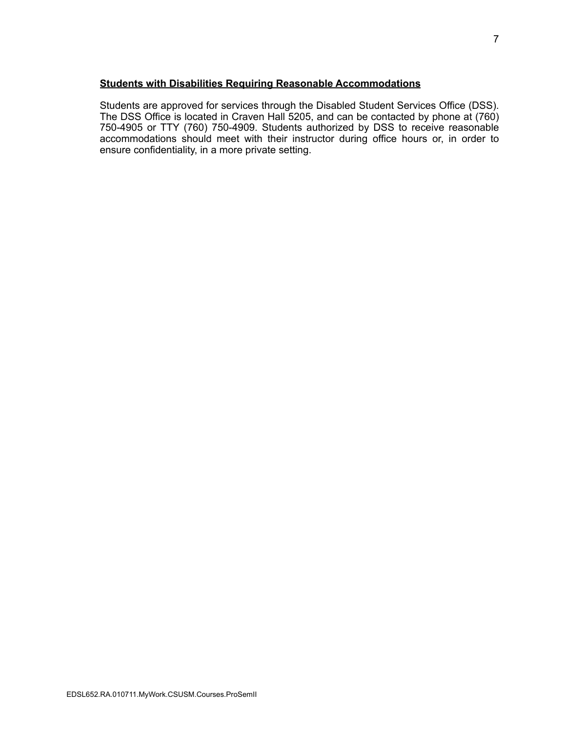**Students with Disabilities Requiring Reasonable Accommodations**

Students are approved for services through the Disabled Student Services Office (DSS). The DSS Office is located in Craven Hall 5205, and can be contacted by phone at (760) 750-4905 or TTY (760) 750-4909. Students authorized by DSS to receive reasonable accommodations should meet with their instructor during office hours or, in order to ensure confidentiality, in a more private setting.